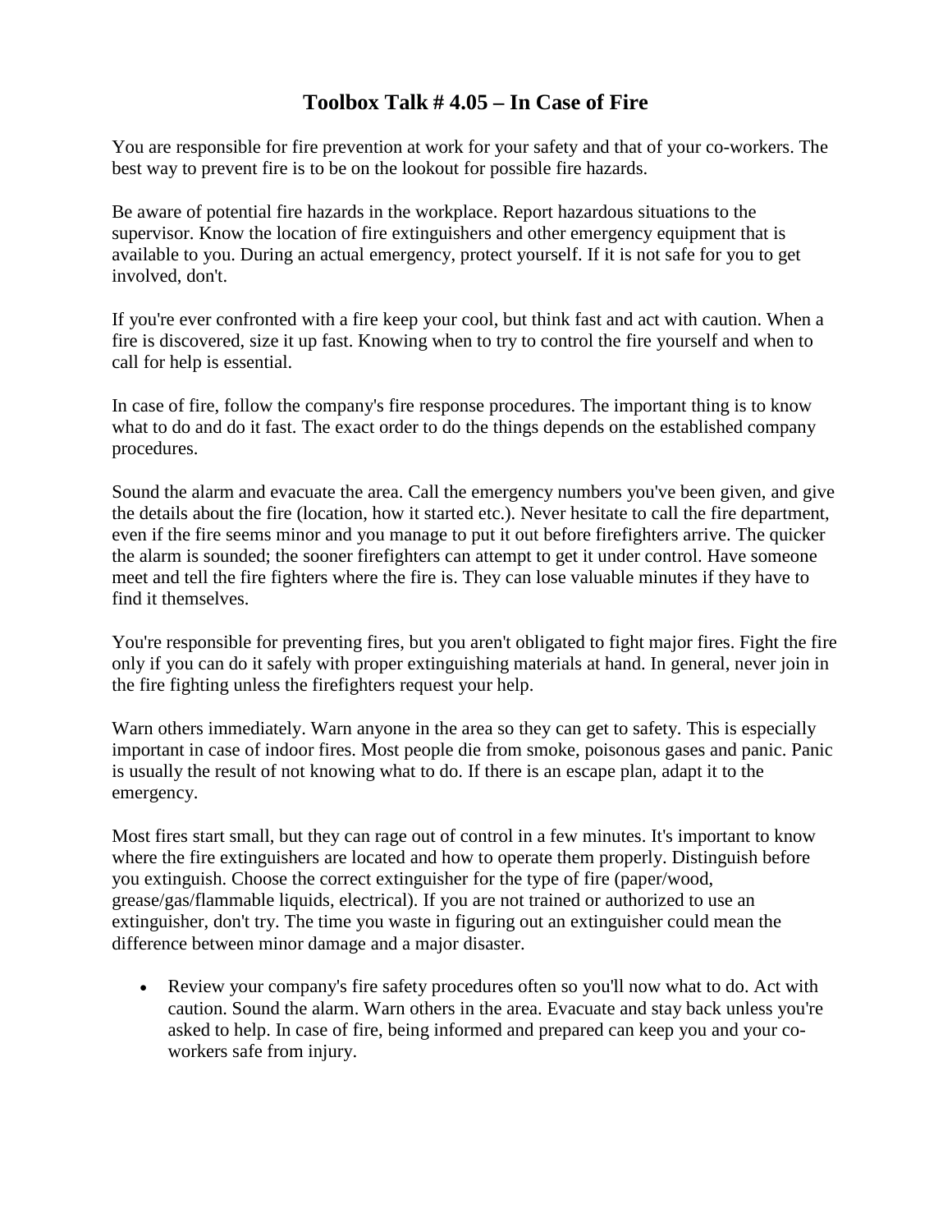# Toolbox Talk # 4.05 – In Case of Fire

You are responsible for fire prevention at work for your safety and that of your co-workers. The best way to prevent fire is to be on the lookout for possible fire hazards.

Be aware of potential fire hazards in the workplace. Report hazardous situations to the supervisor. Know the location of fire extinguishers and other emergency equipment that is available to you. During an actual emergency, protect yourself. If it is not safe for you to get involved, don't.

If you're ever confronted with a fire keep your cool, but think fast and act with caution. When a fire is discovered, size it up fast. Knowing when to try to control the fire yourself and when to call for help is essential.

In case of fire, follow the company's fire response procedures. The important thing is to know what to do and do it fast. The exact order to do the things depends on the established company procedures.

Sound the alarm and evacuate the area. Call the emergency numbers you've been given, and give the details about the fire (location, how it started etc.). Never hesitate to call the fire department, even if the fire seems minor and you manage to put it out before firefighters arrive. The quicker the alarm is sounded; the sooner firefighters can attempt to get it under control. Have someone meet and tell the fire fighters where the fire is. They can lose valuable minutes if they have to find it themselves.

You're responsible for preventing fires, but you aren't obligated to fight major fires. Fight the fire only if you can do it safely with proper extinguishing materials at hand. In general, never join in the fire fighting unless the firefighters request your help.

Warn others immediately. Warn anyone in the area so they can get to safety. This is especially important in case of indoor fires. Most people die from smoke, poisonous gases and panic. Panic is usually the result of not knowing what to do. If there is an escape plan, adapt it to the emergency.

Most fires start small, but they can rage out of control in a few minutes. It's important to know where the fire extinguishers are located and how to operate them properly. Distinguish before you extinguish. Choose the correct extinguisher for the type of fire (paper/wood, grease/gas/flammable liquids, electrical). If you are not trained or authorized to use an extinguisher, don't try. The time you waste in figuring out an extinguisher could mean the difference between minor damage and a major disaster.

- Review your company's fire safety procedures often so you'll now what to do. Act with caution. Sound the alarm. Warn others in the area. Evacuate and stay back unless you're asked to help. In case of fire, being informed and prepared can keep you and your co-workers safe from injury.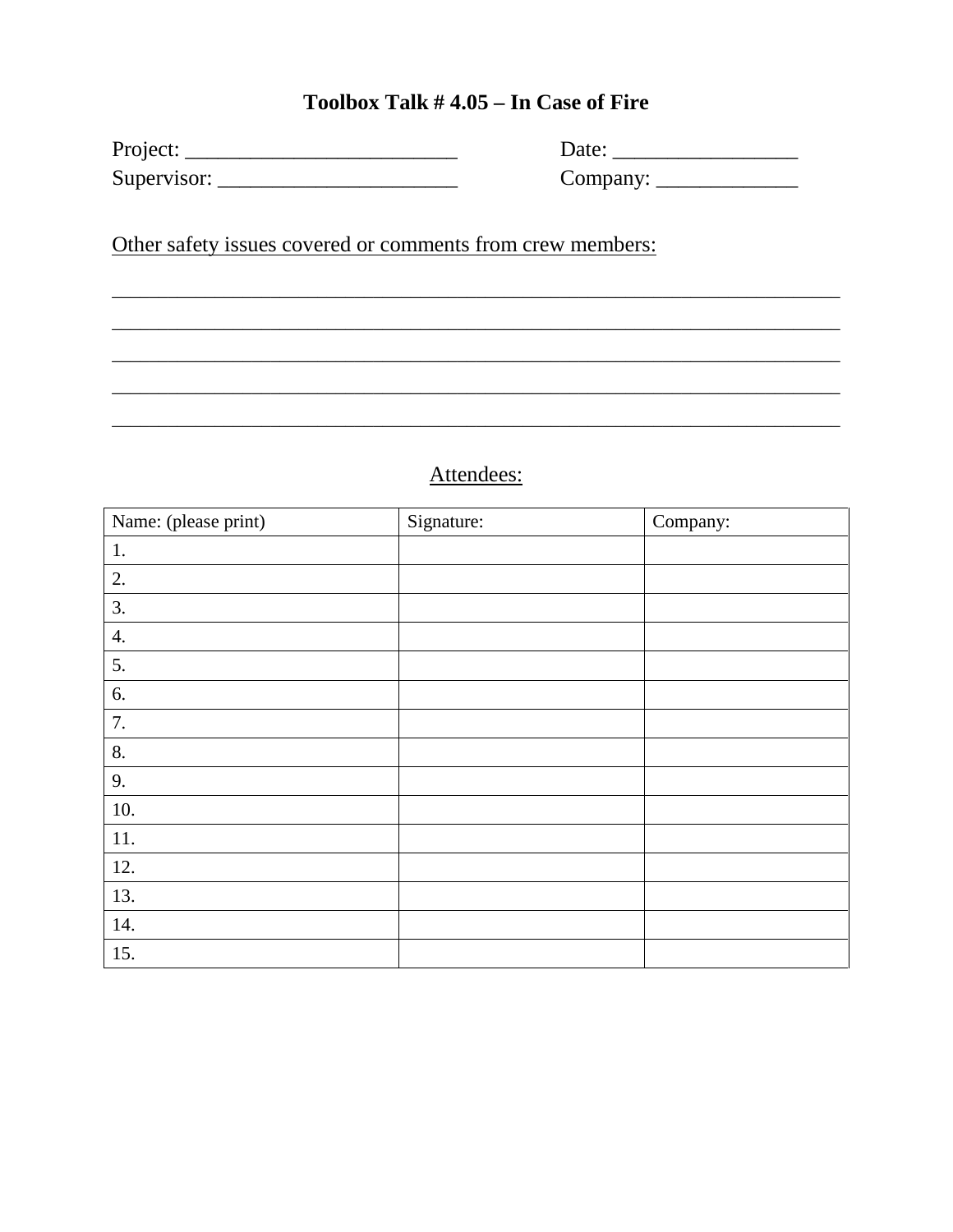# Toolbox Talk # 4.05 – In Case of Fire

Project: _________________________ Date: _________________

Supervisor: ______________________ Company: _____________

Other safety issues covered or comments from crew members:

___________________________________________________________________________
___________________________________________________________________________
___________________________________________________________________________
___________________________________________________________________________
___________________________________________________________________________

Attendees:

| Name: (please print) | Signature: | Company: |
|---|---|---|
| 1. | | |
| 2. | | |
| 3. | | |
| 4. | | |
| 5. | | |
| 6. | | |
| 7. | | |
| 8. | | |
| 9. | | |
| 10. | | |
| 11. | | |
| 12. | | |
| 13. | | |
| 14. | | |
| 15. | | |